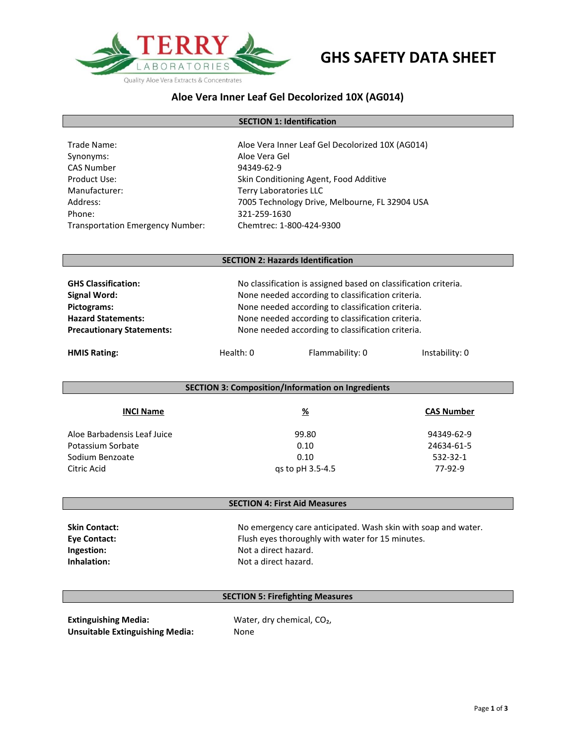TERRY LABORATORIES

Quality Aloe Vera Extracts & Concentrates

# GHS SAFETY DATA SHEET

## Aloe Vera Inner Leaf Gel Decolorized 10X (AG014)

### SECTION 1: Identification

| | |
|---|---|
| Trade Name: | Aloe Vera Inner Leaf Gel Decolorized 10X (AG014) |
| Synonyms: | Aloe Vera Gel |
| CAS Number | 94349-62-9 |
| Product Use: | Skin Conditioning Agent, Food Additive |
| Manufacturer: | Terry Laboratories LLC |
| Address: | 7005 Technology Drive, Melbourne, FL 32904 USA |
| Phone: | 321-259-1630 |
| Transportation Emergency Number: | Chemtrec: 1-800-424-9300 |

### SECTION 2: Hazards Identification

| | |
|---|---|
| **GHS Classification:** | No classification is assigned based on classification criteria. |
| **Signal Word:** | None needed according to classification criteria. |
| **Pictograms:** | None needed according to classification criteria. |
| **Hazard Statements:** | None needed according to classification criteria. |
| **Precautionary Statements:** | None needed according to classification criteria. |

**HMIS Rating:** Health: 0 Flammability: 0 Instability: 0

### SECTION 3: Composition/Information on Ingredients

| INCI Name | % | CAS Number |
|---|---|---|
| Aloe Barbadensis Leaf Juice | 99.80 | 94349-62-9 |
| Potassium Sorbate | 0.10 | 24634-61-5 |
| Sodium Benzoate | 0.10 | 532-32-1 |
| Citric Acid | qs to pH 3.5-4.5 | 77-92-9 |

### SECTION 4: First Aid Measures

| | |
|---|---|
| **Skin Contact:** | No emergency care anticipated. Wash skin with soap and water. |
| **Eye Contact:** | Flush eyes thoroughly with water for 15 minutes. |
| **Ingestion:** | Not a direct hazard. |
| **Inhalation:** | Not a direct hazard. |

### SECTION 5: Firefighting Measures

| | |
|---|---|
| **Extinguishing Media:** | Water, dry chemical, $CO_2$, |
| **Unsuitable Extinguishing Media:** | None |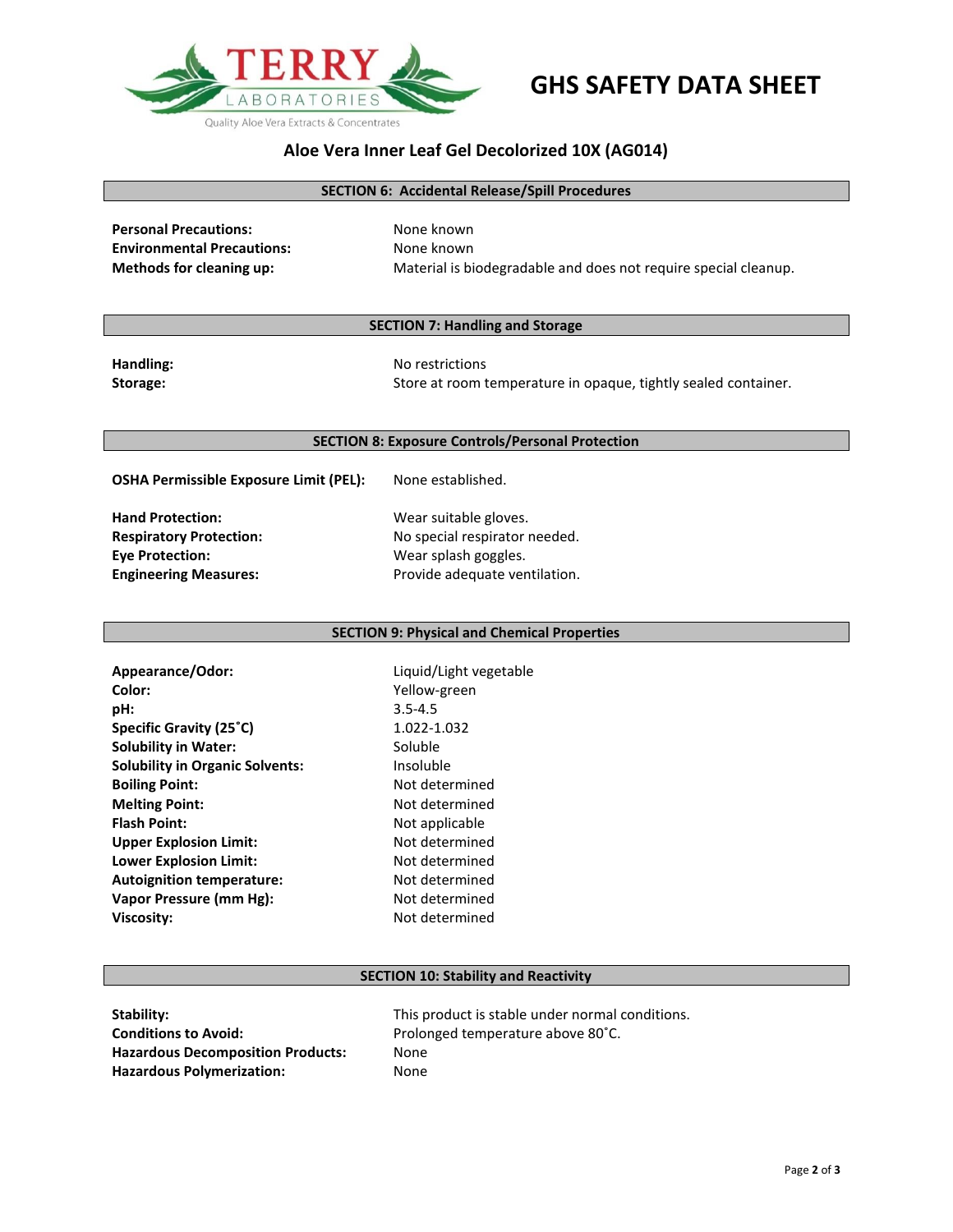# GHS SAFETY DATA SHEET

## Aloe Vera Inner Leaf Gel Decolorized 10X (AG014)

### SECTION 6: Accidental Release/Spill Procedures

**Personal Precautions:** None known
**Environmental Precautions:** None known
**Methods for cleaning up:** Material is biodegradable and does not require special cleanup.

### SECTION 7: Handling and Storage

**Handling:** No restrictions
**Storage:** Store at room temperature in opaque, tightly sealed container.

### SECTION 8: Exposure Controls/Personal Protection

**OSHA Permissible Exposure Limit (PEL):** None established.

**Hand Protection:** Wear suitable gloves.
**Respiratory Protection:** No special respirator needed.
**Eye Protection:** Wear splash goggles.
**Engineering Measures:** Provide adequate ventilation.

### SECTION 9: Physical and Chemical Properties

**Appearance/Odor:** Liquid/Light vegetable
**Color:** Yellow-green
**pH:** 3.5-4.5
**Specific Gravity (25˚C)** 1.022-1.032
**Solubility in Water:** Soluble
**Solubility in Organic Solvents:** Insoluble
**Boiling Point:** Not determined
**Melting Point:** Not determined
**Flash Point:** Not applicable
**Upper Explosion Limit:** Not determined
**Lower Explosion Limit:** Not determined
**Autoignition temperature:** Not determined
**Vapor Pressure (mm Hg):** Not determined
**Viscosity:** Not determined

### SECTION 10: Stability and Reactivity

**Stability:** This product is stable under normal conditions.
**Conditions to Avoid:** Prolonged temperature above 80˚C.
**Hazardous Decomposition Products:** None
**Hazardous Polymerization:** None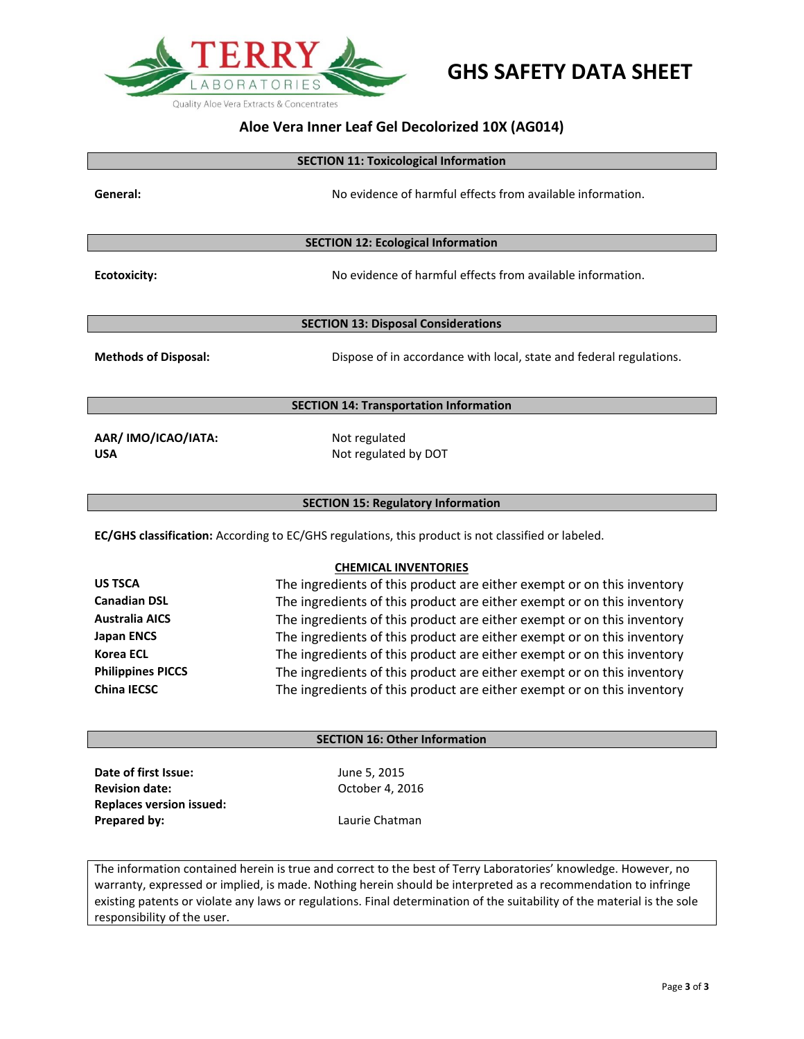# GHS SAFETY DATA SHEET

Terry Laboratories — Quality Aloe Vera Extracts & Concentrates

## Aloe Vera Inner Leaf Gel Decolorized 10X (AG014)

### SECTION 11: Toxicological Information

| | |
|---|---|
| **General:** | No evidence of harmful effects from available information. |

### SECTION 12: Ecological Information

| | |
|---|---|
| **Ecotoxicity:** | No evidence of harmful effects from available information. |

### SECTION 13: Disposal Considerations

| | |
|---|---|
| **Methods of Disposal:** | Dispose of in accordance with local, state and federal regulations. |

### SECTION 14: Transportation Information

| | |
|---|---|
| **AAR/ IMO/ICAO/IATA:** | Not regulated |
| **USA** | Not regulated by DOT |

### SECTION 15: Regulatory Information

**EC/GHS classification:** According to EC/GHS regulations, this product is not classified or labeled.

**CHEMICAL INVENTORIES**

| | |
|---|---|
| **US TSCA** | The ingredients of this product are either exempt or on this inventory |
| **Canadian DSL** | The ingredients of this product are either exempt or on this inventory |
| **Australia AICS** | The ingredients of this product are either exempt or on this inventory |
| **Japan ENCS** | The ingredients of this product are either exempt or on this inventory |
| **Korea ECL** | The ingredients of this product are either exempt or on this inventory |
| **Philippines PICCS** | The ingredients of this product are either exempt or on this inventory |
| **China IECSC** | The ingredients of this product are either exempt or on this inventory |

### SECTION 16: Other Information

| | |
|---|---|
| **Date of first Issue:** | June 5, 2015 |
| **Revision date:** | October 4, 2016 |
| **Replaces version issued:** | |
| **Prepared by:** | Laurie Chatman |

The information contained herein is true and correct to the best of Terry Laboratories' knowledge. However, no warranty, expressed or implied, is made. Nothing herein should be interpreted as a recommendation to infringe existing patents or violate any laws or regulations. Final determination of the suitability of the material is the sole responsibility of the user.